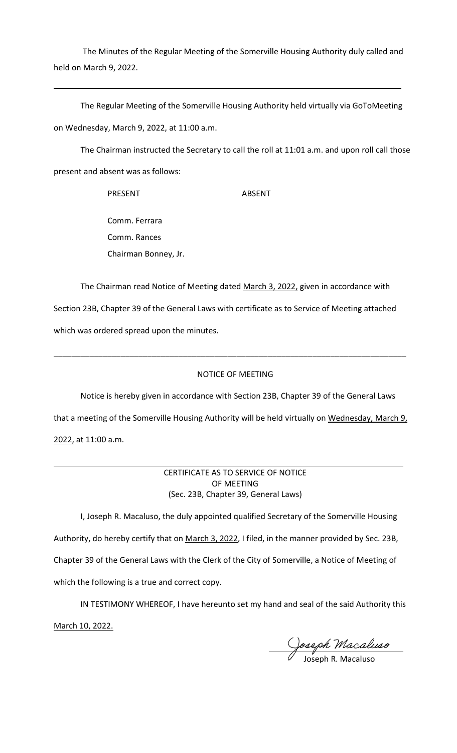The Minutes of the Regular Meeting of the Somerville Housing Authority duly called and held on March 9, 2022.

---

The Regular Meeting of the Somerville Housing Authority held virtually via GoToMeeting on Wednesday, March 9, 2022, at 11:00 a.m.

The Chairman instructed the Secretary to call the roll at 11:01 a.m. and upon roll call those present and absent was as follows:

| PRESENT | ABSENT |
|---|---|
| Comm. Ferrara | |
| Comm. Rances | |
| Chairman Bonney, Jr. | |

The Chairman read Notice of Meeting dated March 3, 2022, given in accordance with Section 23B, Chapter 39 of the General Laws with certificate as to Service of Meeting attached which was ordered spread upon the minutes.

---

NOTICE OF MEETING

Notice is hereby given in accordance with Section 23B, Chapter 39 of the General Laws that a meeting of the Somerville Housing Authority will be held virtually on Wednesday, March 9, 2022, at 11:00 a.m.

---

CERTIFICATE AS TO SERVICE OF NOTICE
OF MEETING
(Sec. 23B, Chapter 39, General Laws)

I, Joseph R. Macaluso, the duly appointed qualified Secretary of the Somerville Housing Authority, do hereby certify that on March 3, 2022, I filed, in the manner provided by Sec. 23B, Chapter 39 of the General Laws with the Clerk of the City of Somerville, a Notice of Meeting of which the following is a true and correct copy.

IN TESTIMONY WHEREOF, I have hereunto set my hand and seal of the said Authority this March 10, 2022.

Joseph Macaluso

Joseph R. Macaluso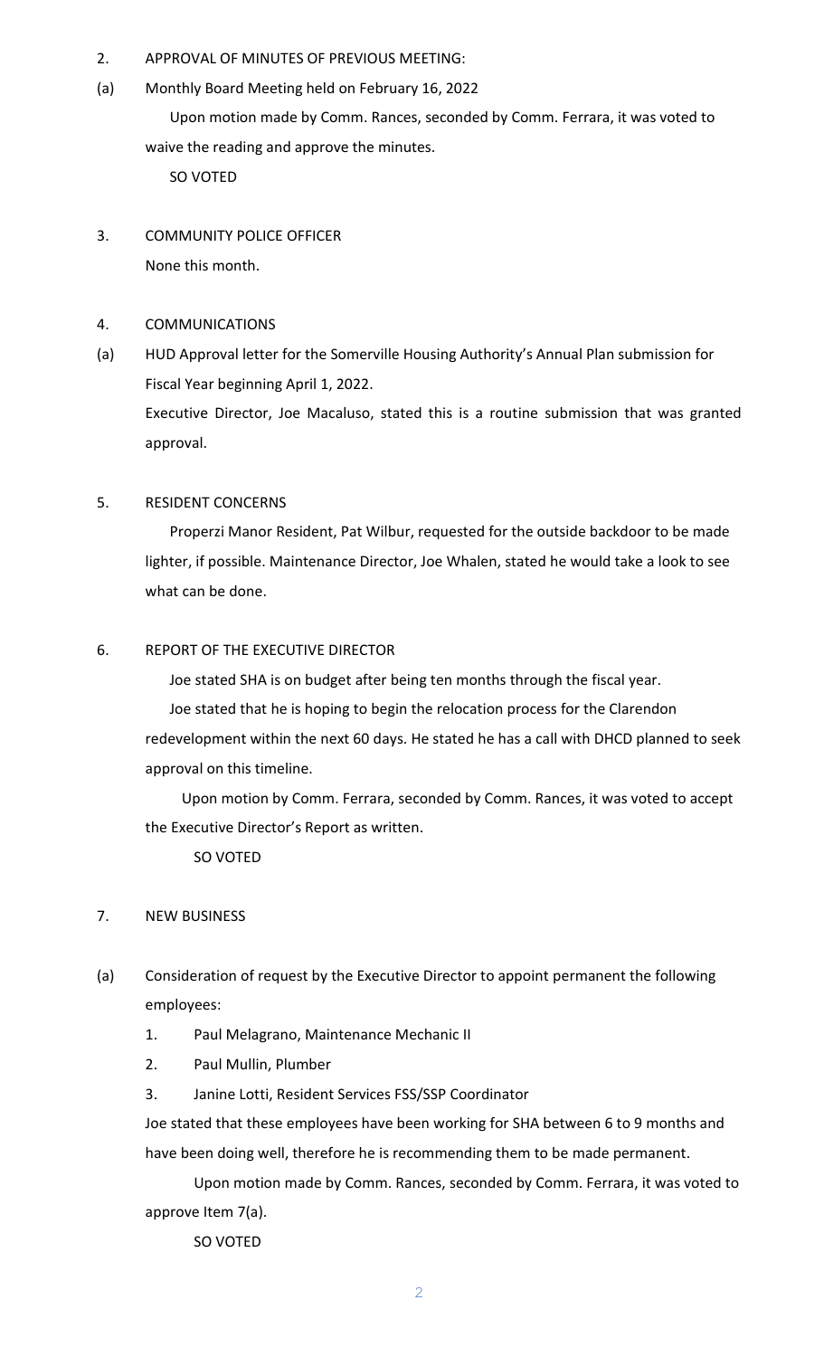2. APPROVAL OF MINUTES OF PREVIOUS MEETING:

(a) Monthly Board Meeting held on February 16, 2022

Upon motion made by Comm. Rances, seconded by Comm. Ferrara, it was voted to waive the reading and approve the minutes.

SO VOTED

3. COMMUNITY POLICE OFFICER

None this month.

4. COMMUNICATIONS

(a) HUD Approval letter for the Somerville Housing Authority's Annual Plan submission for Fiscal Year beginning April 1, 2022.

Executive Director, Joe Macaluso, stated this is a routine submission that was granted approval.

5. RESIDENT CONCERNS

Properzi Manor Resident, Pat Wilbur, requested for the outside backdoor to be made lighter, if possible. Maintenance Director, Joe Whalen, stated he would take a look to see what can be done.

6. REPORT OF THE EXECUTIVE DIRECTOR

Joe stated SHA is on budget after being ten months through the fiscal year.

Joe stated that he is hoping to begin the relocation process for the Clarendon redevelopment within the next 60 days. He stated he has a call with DHCD planned to seek approval on this timeline.

Upon motion by Comm. Ferrara, seconded by Comm. Rances, it was voted to accept the Executive Director's Report as written.

SO VOTED

7. NEW BUSINESS

(a) Consideration of request by the Executive Director to appoint permanent the following employees:

1. Paul Melagrano, Maintenance Mechanic II
2. Paul Mullin, Plumber
3. Janine Lotti, Resident Services FSS/SSP Coordinator

Joe stated that these employees have been working for SHA between 6 to 9 months and have been doing well, therefore he is recommending them to be made permanent.

Upon motion made by Comm. Rances, seconded by Comm. Ferrara, it was voted to approve Item 7(a).

SO VOTED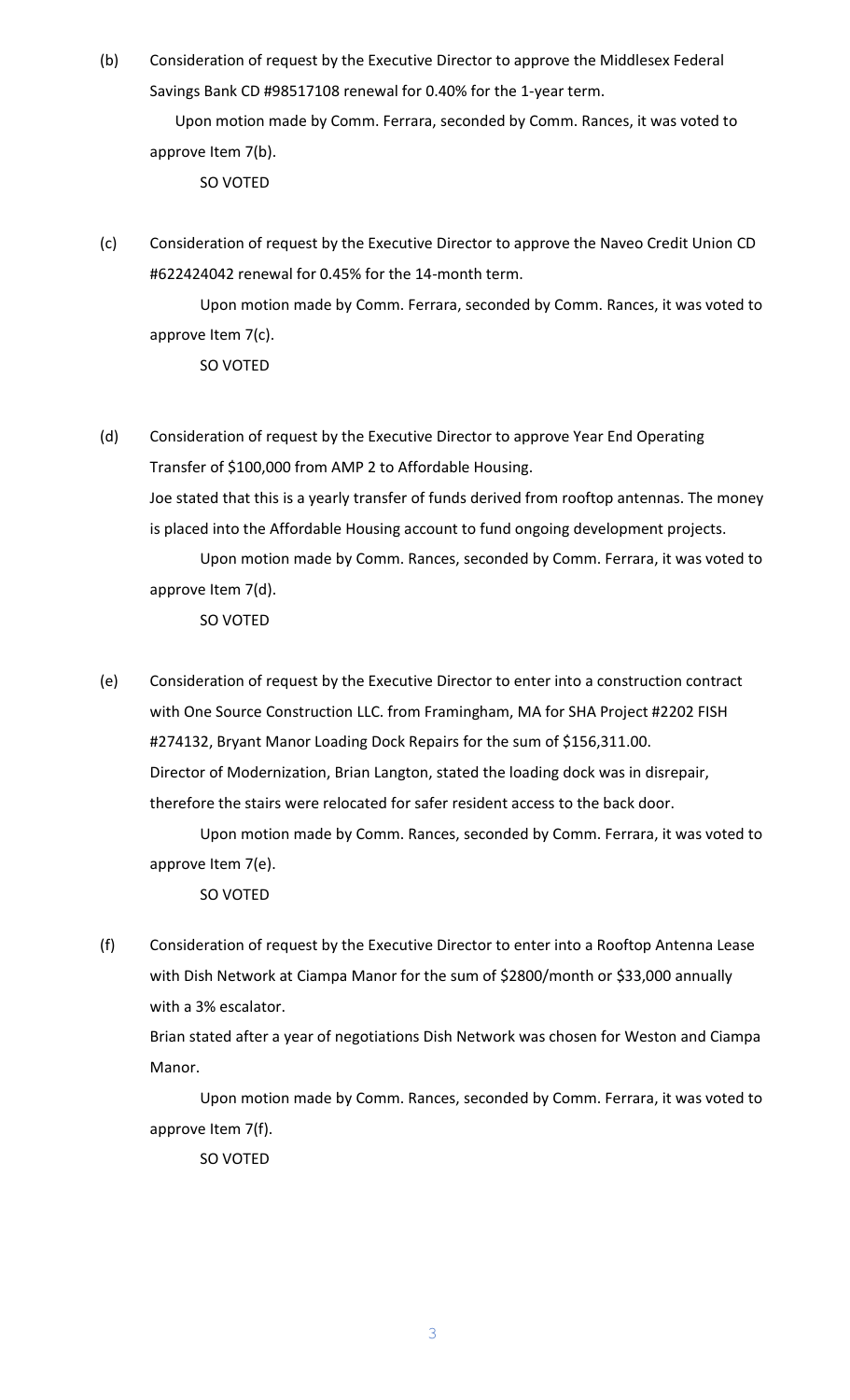(b) Consideration of request by the Executive Director to approve the Middlesex Federal Savings Bank CD #98517108 renewal for 0.40% for the 1-year term.

Upon motion made by Comm. Ferrara, seconded by Comm. Rances, it was voted to approve Item 7(b).

SO VOTED

(c) Consideration of request by the Executive Director to approve the Naveo Credit Union CD #622424042 renewal for 0.45% for the 14-month term.

Upon motion made by Comm. Ferrara, seconded by Comm. Rances, it was voted to approve Item 7(c).

SO VOTED

(d) Consideration of request by the Executive Director to approve Year End Operating Transfer of $100,000 from AMP 2 to Affordable Housing.

Joe stated that this is a yearly transfer of funds derived from rooftop antennas. The money is placed into the Affordable Housing account to fund ongoing development projects.

Upon motion made by Comm. Rances, seconded by Comm. Ferrara, it was voted to approve Item 7(d).

SO VOTED

(e) Consideration of request by the Executive Director to enter into a construction contract with One Source Construction LLC. from Framingham, MA for SHA Project #2202 FISH #274132, Bryant Manor Loading Dock Repairs for the sum of $156,311.00.

Director of Modernization, Brian Langton, stated the loading dock was in disrepair, therefore the stairs were relocated for safer resident access to the back door.

Upon motion made by Comm. Rances, seconded by Comm. Ferrara, it was voted to approve Item 7(e).

SO VOTED

(f) Consideration of request by the Executive Director to enter into a Rooftop Antenna Lease with Dish Network at Ciampa Manor for the sum of $2800/month or $33,000 annually with a 3% escalator.

Brian stated after a year of negotiations Dish Network was chosen for Weston and Ciampa Manor.

Upon motion made by Comm. Rances, seconded by Comm. Ferrara, it was voted to approve Item 7(f).

SO VOTED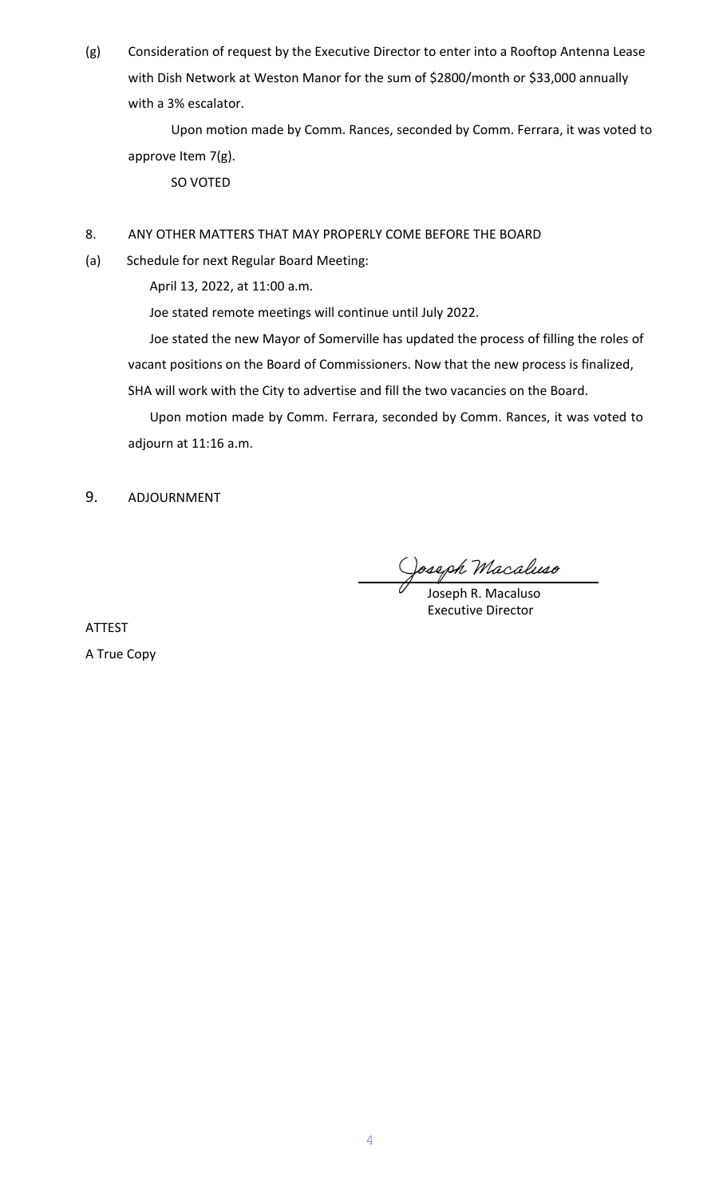(g) Consideration of request by the Executive Director to enter into a Rooftop Antenna Lease with Dish Network at Weston Manor for the sum of $2800/month or $33,000 annually with a 3% escalator.

Upon motion made by Comm. Rances, seconded by Comm. Ferrara, it was voted to approve Item 7(g).

SO VOTED

8. ANY OTHER MATTERS THAT MAY PROPERLY COME BEFORE THE BOARD

(a) Schedule for next Regular Board Meeting:

April 13, 2022, at 11:00 a.m.

Joe stated remote meetings will continue until July 2022.

Joe stated the new Mayor of Somerville has updated the process of filling the roles of vacant positions on the Board of Commissioners. Now that the new process is finalized, SHA will work with the City to advertise and fill the two vacancies on the Board.

Upon motion made by Comm. Ferrara, seconded by Comm. Rances, it was voted to adjourn at 11:16 a.m.

9. ADJOURNMENT

Joseph Macaluso

Joseph R. Macaluso
Executive Director

ATTEST

A True Copy